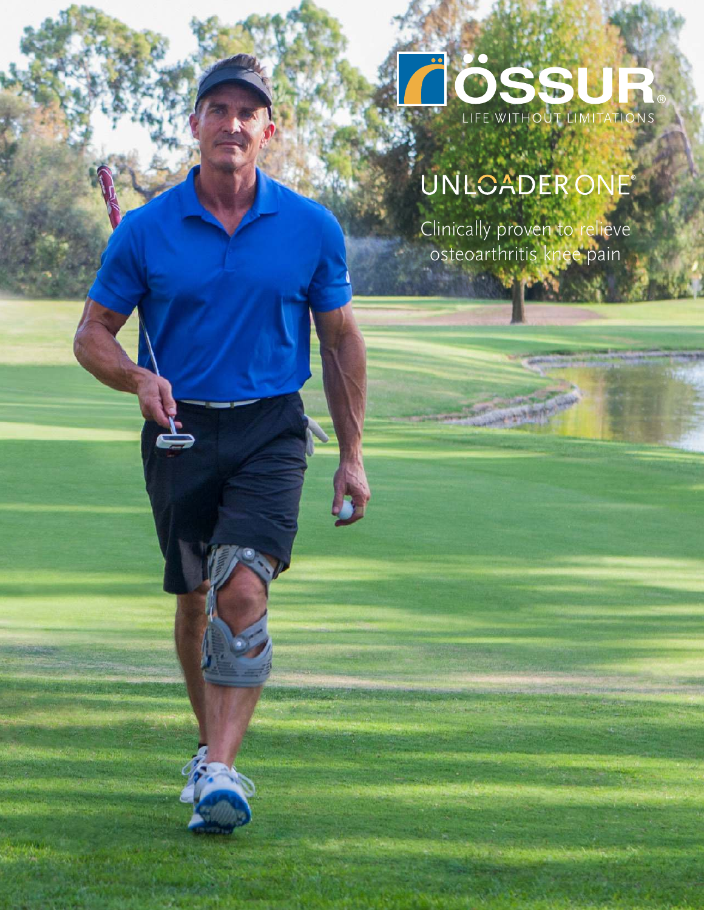ÖSSUR®

LIFE WITHOUT LIMITATIONS

# UNLOADER ONE®

Clinically proven to relieve osteoarthritis knee pain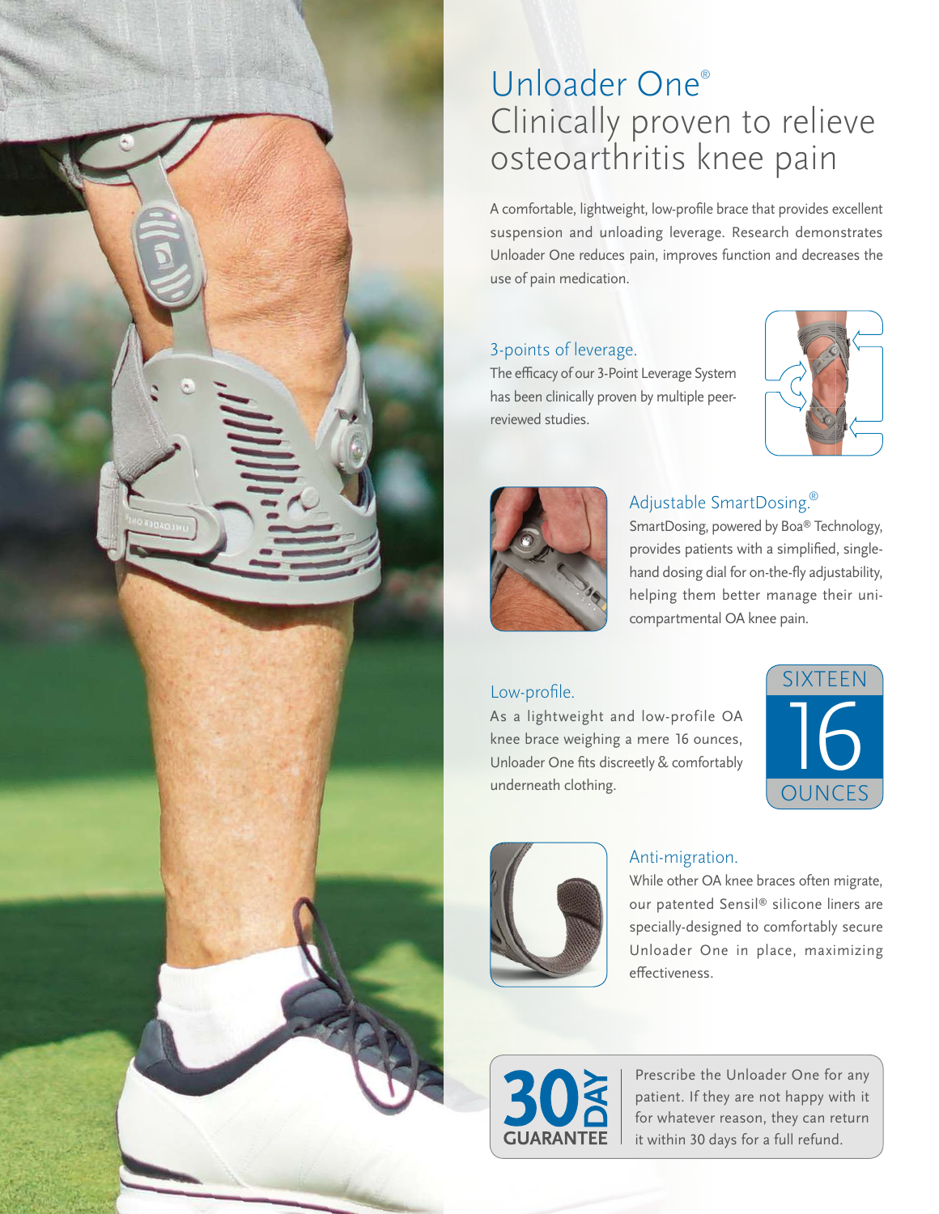# Unloader One®

## Clinically proven to relieve osteoarthritis knee pain

A comfortable, lightweight, low-profile brace that provides excellent suspension and unloading leverage. Research demonstrates Unloader One reduces pain, improves function and decreases the use of pain medication.

### 3-points of leverage.

The efficacy of our 3-Point Leverage System has been clinically proven by multiple peer-reviewed studies.

### Adjustable SmartDosing.®

SmartDosing, powered by Boa® Technology, provides patients with a simplified, single-hand dosing dial for on-the-fly adjustability, helping them better manage their uni-compartmental OA knee pain.

### Low-profile.

As a lightweight and low-profile OA knee brace weighing a mere 16 ounces, Unloader One fits discreetly & comfortably underneath clothing.

SIXTEEN 16 OUNCES

### Anti-migration.

While other OA knee braces often migrate, our patented Sensil® silicone liners are specially-designed to comfortably secure Unloader One in place, maximizing effectiveness.

**30 DAY GUARANTEE**

Prescribe the Unloader One for any patient. If they are not happy with it for whatever reason, they can return it within 30 days for a full refund.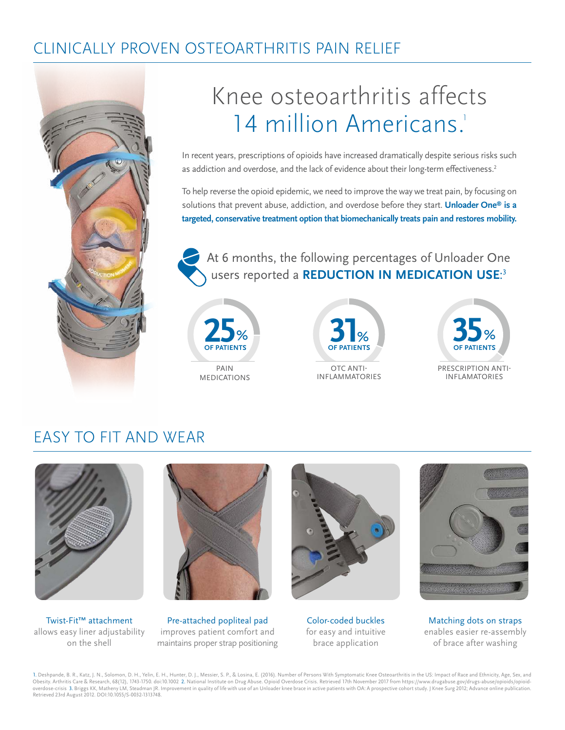## CLINICALLY PROVEN OSTEOARTHRITIS PAIN RELIEF

# Knee osteoarthritis affects 14 million Americans.[1]

In recent years, prescriptions of opioids have increased dramatically despite serious risks such as addiction and overdose, and the lack of evidence about their long-term effectiveness.[2]

To help reverse the opioid epidemic, we need to improve the way we treat pain, by focusing on solutions that prevent abuse, addiction, and overdose before they start. **Unloader One® is a targeted, conservative treatment option that biomechanically treats pain and restores mobility.**

At 6 months, the following percentages of Unloader One users reported a **REDUCTION IN MEDICATION USE**:[3]

- **25%** OF PATIENTS — PAIN MEDICATIONS
- **31%** OF PATIENTS — OTC ANTI-INFLAMMATORIES
- **35%** OF PATIENTS — PRESCRIPTION ANTI-INFLAMATORIES

## EASY TO FIT AND WEAR

**Twist-Fit™ attachment** allows easy liner adjustability on the shell

**Pre-attached popliteal pad** improves patient comfort and maintains proper strap positioning

**Color-coded buckles** for easy and intuitive brace application

**Matching dots on straps** enables easier re-assembly of brace after washing

1. Deshpande, B. R., Katz, J. N., Solomon, D. H., Yelin, E. H., Hunter, D. J., Messier, S. P., & Losina, E. (2016). Number of Persons With Symptomatic Knee Osteoarthritis in the US: Impact of Race and Ethnicity, Age, Sex, and Obesity. Arthritis Care & Research, 68(12), 1743-1750. doi:10.1002 2. National Institute on Drug Abuse. Opioid Overdose Crisis. Retrieved 17th November 2017 from https://www.drugabuse.gov/drugs-abuse/opioids/opioid-overdose-crisis 3. Briggs KK, Matheny LM, Steadman JR. Improvement in quality of life with use of an Unloader knee brace in active patients with OA: A prospective cohort study. J Knee Surg 2012; Advance online publication. Retrieved 23rd August 2012. DOI:10.1055/S-0032-1313748.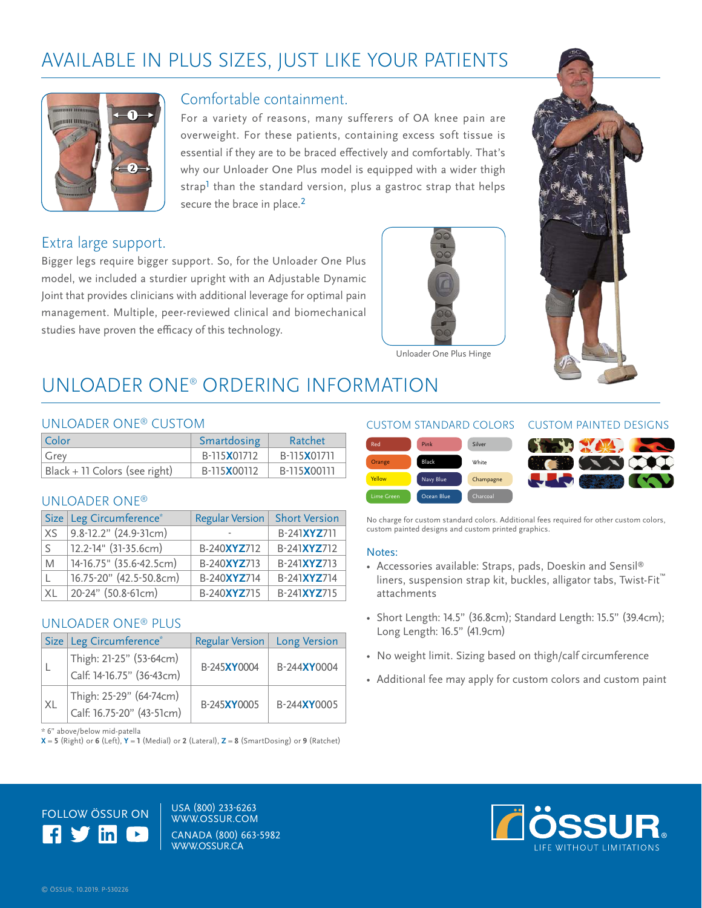# AVAILABLE IN PLUS SIZES, JUST LIKE YOUR PATIENTS

## Comfortable containment.

For a variety of reasons, many sufferers of OA knee pain are overweight. For these patients, containing excess soft tissue is essential if they are to be braced effectively and comfortably. That's why our Unloader One Plus model is equipped with a wider thigh strap[1] than the standard version, plus a gastroc strap that helps secure the brace in place.[2]

## Extra large support.

Bigger legs require bigger support. So, for the Unloader One Plus model, we included a sturdier upright with an Adjustable Dynamic Joint that provides clinicians with additional leverage for optimal pain management. Multiple, peer-reviewed clinical and biomechanical studies have proven the efficacy of this technology.

Unloader One Plus Hinge

# UNLOADER ONE® ORDERING INFORMATION

### UNLOADER ONE® CUSTOM

| Color | Smartdosing | Ratchet |
|---|---|---|
| Grey | B-115**X**01712 | B-115**X**01711 |
| Black + 11 Colors (see right) | B-115**X**00112 | B-115**X**00111 |

### UNLOADER ONE®

| Size | Leg Circumference* | Regular Version | Short Version |
|---|---|---|---|
| XS | 9.8-12.2" (24.9-31cm) | - | B-241**XYZ**711 |
| S | 12.2-14" (31-35.6cm) | B-240**XYZ**712 | B-241**XYZ**712 |
| M | 14-16.75" (35.6-42.5cm) | B-240**XYZ**713 | B-241**XYZ**713 |
| L | 16.75-20" (42.5-50.8cm) | B-240**XYZ**714 | B-241**XYZ**714 |
| XL | 20-24" (50.8-61cm) | B-240**XYZ**715 | B-241**XYZ**715 |

### UNLOADER ONE® PLUS

| Size | Leg Circumference* | Regular Version | Long Version |
|---|---|---|---|
| L | Thigh: 21-25" (53-64cm) Calf: 14-16.75" (36-43cm) | B-245**XY**0004 | B-244**XY**0004 |
| XL | Thigh: 25-29" (64-74cm) Calf: 16.75-20" (43-51cm) | B-245**XY**0005 | B-244**XY**0005 |

* 6" above/below mid-patella

**X** = **5** (Right) or **6** (Left), **Y** = **1** (Medial) or **2** (Lateral), **Z** = **8** (SmartDosing) or **9** (Ratchet)

### CUSTOM STANDARD COLORS

Red, Pink, Silver, Orange, Black, White, Yellow, Navy Blue, Champagne, Lime Green, Ocean Blue, Charcoal

### CUSTOM PAINTED DESIGNS

No charge for custom standard colors. Additional fees required for other custom colors, custom painted designs and custom printed graphics.

### Notes:

- Accessories available: Straps, pads, Doeskin and Sensil® liners, suspension strap kit, buckles, alligator tabs, Twist-Fit™ attachments
- Short Length: 14.5" (36.8cm); Standard Length: 15.5" (39.4cm); Long Length: 16.5" (41.9cm)
- No weight limit. Sizing based on thigh/calf circumference
- Additional fee may apply for custom colors and custom paint

FOLLOW ÖSSUR ON

USA (800) 233-6263
WWW.OSSUR.COM

CANADA (800) 663-5982
WWW.OSSUR.CA

ÖSSUR® LIFE WITHOUT LIMITATIONS

© ÖSSUR, 10.2019. P-530226